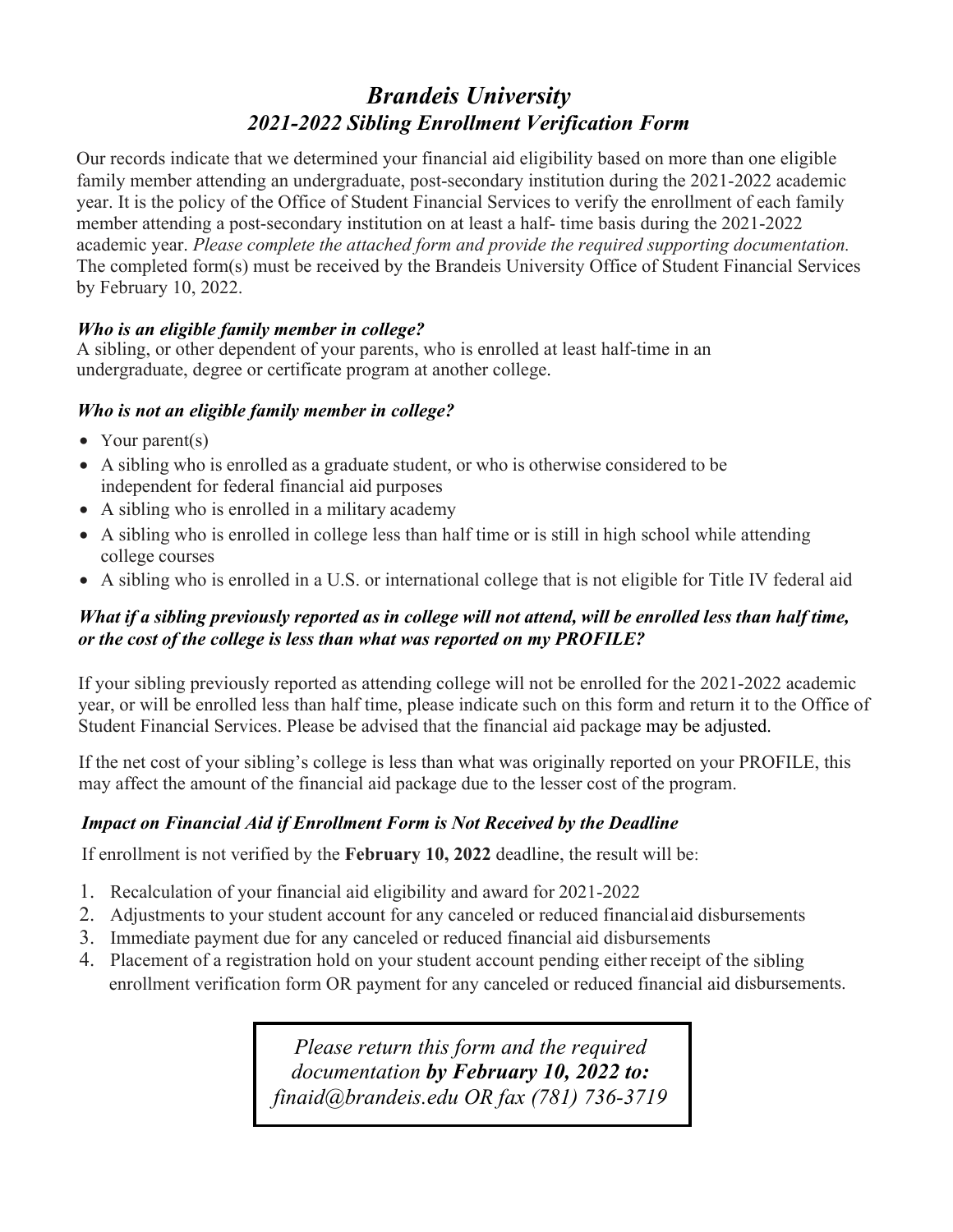# *Brandeis University*
## *2021-2022 Sibling Enrollment Verification Form*

Our records indicate that we determined your financial aid eligibility based on more than one eligible family member attending an undergraduate, post-secondary institution during the 2021-2022 academic year. It is the policy of the Office of Student Financial Services to verify the enrollment of each family member attending a post-secondary institution on at least a half- time basis during the 2021-2022 academic year. *Please complete the attached form and provide the required supporting documentation.* The completed form(s) must be received by the Brandeis University Office of Student Financial Services by February 10, 2022.

### *Who is an eligible family member in college?*

A sibling, or other dependent of your parents, who is enrolled at least half-time in an undergraduate, degree or certificate program at another college.

### *Who is not an eligible family member in college?*

- Your parent(s)
- A sibling who is enrolled as a graduate student, or who is otherwise considered to be independent for federal financial aid purposes
- A sibling who is enrolled in a military academy
- A sibling who is enrolled in college less than half time or is still in high school while attending college courses
- A sibling who is enrolled in a U.S. or international college that is not eligible for Title IV federal aid

### *What if a sibling previously reported as in college will not attend, will be enrolled less than half time, or the cost of the college is less than what was reported on my PROFILE?*

If your sibling previously reported as attending college will not be enrolled for the 2021-2022 academic year, or will be enrolled less than half time, please indicate such on this form and return it to the Office of Student Financial Services. Please be advised that the financial aid package may be adjusted.

If the net cost of your sibling's college is less than what was originally reported on your PROFILE, this may affect the amount of the financial aid package due to the lesser cost of the program.

### *Impact on Financial Aid if Enrollment Form is Not Received by the Deadline*

If enrollment is not verified by the **February 10, 2022** deadline, the result will be:

1. Recalculation of your financial aid eligibility and award for 2021-2022
2. Adjustments to your student account for any canceled or reduced financial aid disbursements
3. Immediate payment due for any canceled or reduced financial aid disbursements
4. Placement of a registration hold on your student account pending either receipt of the sibling enrollment verification form OR payment for any canceled or reduced financial aid disbursements.

*Please return this form and the required documentation **by February 10, 2022 to:** finaid@brandeis.edu OR fax (781) 736-3719*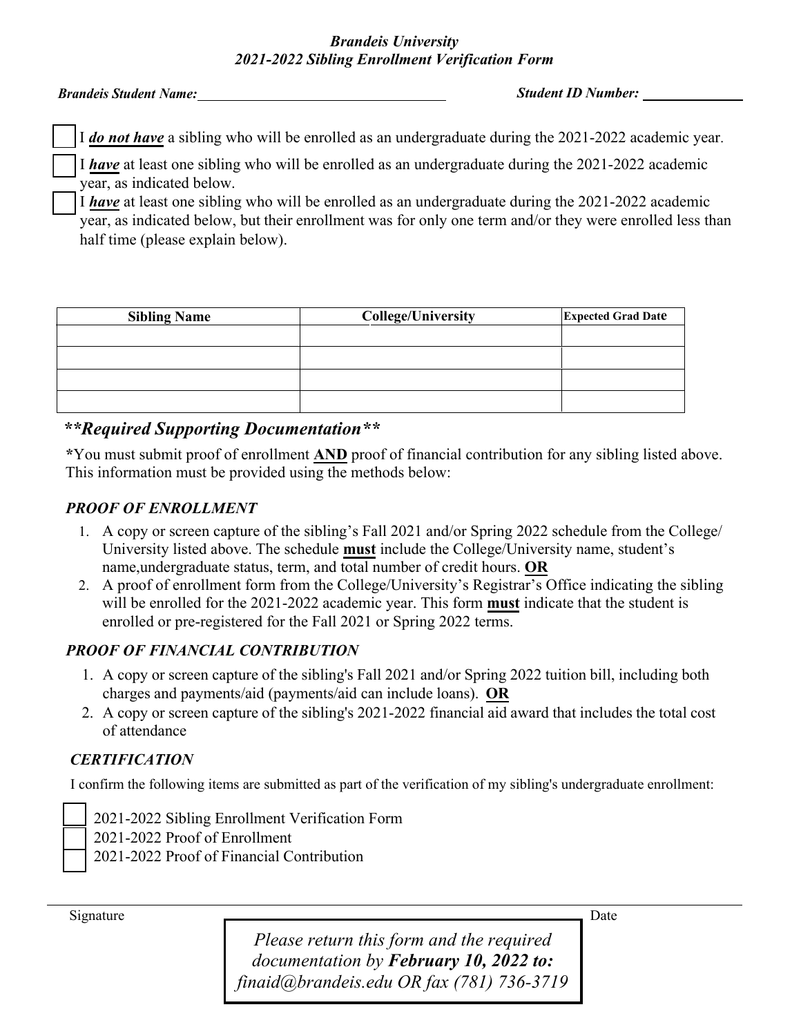***Brandeis University***
***2021-2022 Sibling Enrollment Verification Form***

***Brandeis Student Name:*** ___________________________________ ***Student ID Number:*** ______________

☐ I ***do not have*** a sibling who will be enrolled as an undergraduate during the 2021-2022 academic year.

☐ I ***have*** at least one sibling who will be enrolled as an undergraduate during the 2021-2022 academic year, as indicated below.

☐ I ***have*** at least one sibling who will be enrolled as an undergraduate during the 2021-2022 academic year, as indicated below, but their enrollment was for only one term and/or they were enrolled less than half time (please explain below).

| Sibling Name | College/University | Expected Grad Date |
|---|---|---|
| | | |
| | | |
| | | |
| | | |

## ***\*\*Required Supporting Documentation\*\****

**\***You must submit proof of enrollment **AND** proof of financial contribution for any sibling listed above. This information must be provided using the methods below:

### *PROOF OF ENROLLMENT*

1. A copy or screen capture of the sibling's Fall 2021 and/or Spring 2022 schedule from the College/ University listed above. The schedule **must** include the College/University name, student's name,undergraduate status, term, and total number of credit hours. **OR**
2. A proof of enrollment form from the College/University's Registrar's Office indicating the sibling will be enrolled for the 2021-2022 academic year. This form **must** indicate that the student is enrolled or pre-registered for the Fall 2021 or Spring 2022 terms.

### *PROOF OF FINANCIAL CONTRIBUTION*

1. A copy or screen capture of the sibling's Fall 2021 and/or Spring 2022 tuition bill, including both charges and payments/aid (payments/aid can include loans). **OR**
2. A copy or screen capture of the sibling's 2021-2022 financial aid award that includes the total cost of attendance

### *CERTIFICATION*

I confirm the following items are submitted as part of the verification of my sibling's undergraduate enrollment:

☐ 2021-2022 Sibling Enrollment Verification Form
☐ 2021-2022 Proof of Enrollment
☐ 2021-2022 Proof of Financial Contribution

Signature _______________________________________________ Date

*Please return this form and the required documentation by **February 10, 2022 to:** finaid@brandeis.edu OR fax (781) 736-3719*